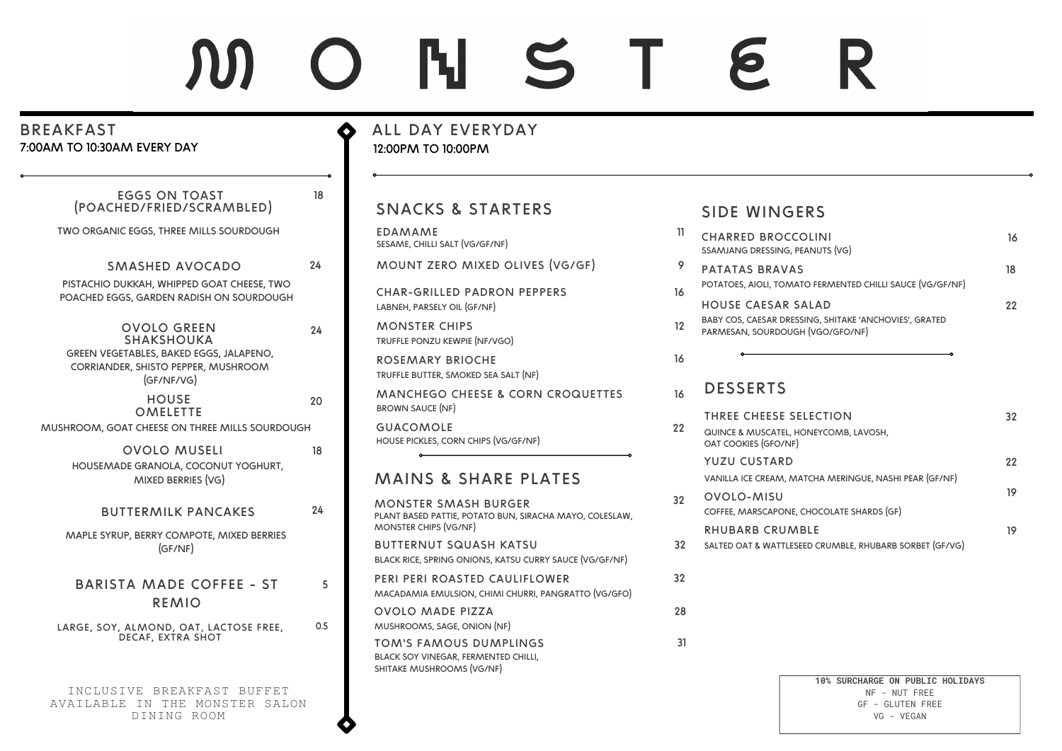# MONSTER

## BREAKFAST

7:00AM TO 10:30AM EVERY DAY

### EGGS ON TOAST (POACHED/FRIED/SCRAMBLED) — 18

TWO ORGANIC EGGS, THREE MILLS SOURDOUGH

### SMASHED AVOCADO — 24

PISTACHIO DUKKAH, WHIPPED GOAT CHEESE, TWO POACHED EGGS, GARDEN RADISH ON SOURDOUGH

### OVOLO GREEN SHAKSHOUKA — 24

GREEN VEGETABLES, BAKED EGGS, JALAPENO, CORRIANDER, SHISTO PEPPER, MUSHROOM (GF/NF/VG)

### HOUSE OMELETTE — 20

MUSHROOM, GOAT CHEESE ON THREE MILLS SOURDOUGH

### OVOLO MUSELI — 18

HOUSEMADE GRANOLA, COCONUT YOGHURT, MIXED BERRIES (VG)

### BUTTERMILK PANCAKES — 24

MAPLE SYRUP, BERRY COMPOTE, MIXED BERRIES (GF/NF)

### BARISTA MADE COFFEE - ST REMIO — 5

LARGE, SOY, ALMOND, OAT, LACTOSE FREE, DECAF, EXTRA SHOT — 0.5

INCLUSIVE BREAKFAST BUFFET AVAILABLE IN THE MONSTER SALON DINING ROOM

## ALL DAY EVERYDAY

12:00PM TO 10:00PM

### SNACKS & STARTERS

| Item | Price |
| --- | --- |
| EDAMAME<br>SESAME, CHILLI SALT (VG/GF/NF) | 11 |
| MOUNT ZERO MIXED OLIVES (VG/GF) | 9 |
| CHAR-GRILLED PADRON PEPPERS<br>LABNEH, PARSELY OIL (GF/NF) | 16 |
| MONSTER CHIPS<br>TRUFFLE PONZU KEWPIE (NF/VGO) | 12 |
| ROSEMARY BRIOCHE<br>TRUFFLE BUTTER, SMOKED SEA SALT (NF) | 16 |
| MANCHEGO CHEESE & CORN CROQUETTES<br>BROWN SAUCE (NF) | 16 |
| GUACOMOLE<br>HOUSE PICKLES, CORN CHIPS (VG/GF/NF) | 22 |

### MAINS & SHARE PLATES

| Item | Price |
| --- | --- |
| MONSTER SMASH BURGER<br>PLANT BASED PATTIE, POTATO BUN, SIRACHA MAYO, COLESLAW, MONSTER CHIPS (VG/NF) | 32 |
| BUTTERNUT SQUASH KATSU<br>BLACK RICE, SPRING ONIONS, KATSU CURRY SAUCE (VG/GF/NF) | 32 |
| PERI PERI ROASTED CAULIFLOWER<br>MACADAMIA EMULSION, CHIMI CHURRI, PANGRATTO (VG/GFO) | 32 |
| OVOLO MADE PIZZA<br>MUSHROOMS, SAGE, ONION (NF) | 28 |
| TOM'S FAMOUS DUMPLINGS<br>BLACK SOY VINEGAR, FERMENTED CHILLI, SHITAKE MUSHROOMS (VG/NF) | 31 |

### SIDE WINGERS

| Item | Price |
| --- | --- |
| CHARRED BROCCOLINI<br>SSAMJANG DRESSING, PEANUTS (VG) | 16 |
| PATATAS BRAVAS<br>POTATOES, AIOLI, TOMATO FERMENTED CHILLI SAUCE (VG/GF/NF) | 18 |
| HOUSE CAESAR SALAD<br>BABY COS, CAESAR DRESSING, SHITAKE 'ANCHOVIES', GRATED PARMESAN, SOURDOUGH (VGO/GFO/NF) | 22 |

### DESSERTS

| Item | Price |
| --- | --- |
| THREE CHEESE SELECTION<br>QUINCE & MUSCATEL, HONEYCOMB, LAVOSH, OAT COOKIES (GFO/NF) | 32 |
| YUZU CUSTARD<br>VANILLA ICE CREAM, MATCHA MERINGUE, NASHI PEAR (GF/NF) | 22 |
| OVOLO-MISU<br>COFFEE, MARSCAPONE, CHOCOLATE SHARDS (GF) | 19 |
| RHUBARB CRUMBLE<br>SALTED OAT & WATTLESEED CRUMBLE, RHUBARB SORBET (GF/VG) | 19 |

**10% SURCHARGE ON PUBLIC HOLIDAYS**

NF - NUT FREE
GF - GLUTEN FREE
VG - VEGAN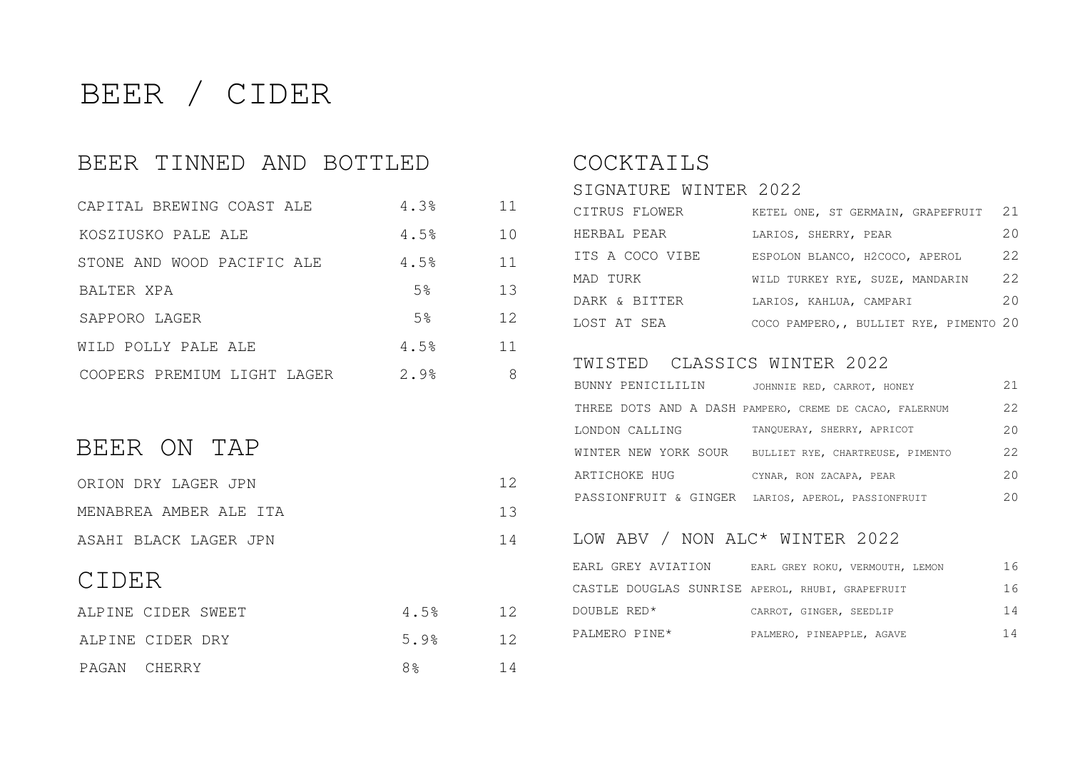# BEER / CIDER

## BEER TINNED AND BOTTLED

| | | |
|---|---|---|
| CAPITAL BREWING COAST ALE | 4.3% | 11 |
| KOSZIUSKO PALE ALE | 4.5% | 10 |
| STONE AND WOOD PACIFIC ALE | 4.5% | 11 |
| BALTER XPA | 5% | 13 |
| SAPPORO LAGER | 5% | 12 |
| WILD POLLY PALE ALE | 4.5% | 11 |
| COOPERS PREMIUM LIGHT LAGER | 2.9% | 8 |

## BEER ON TAP

| | |
|---|---|
| ORION DRY LAGER JPN | 12 |
| MENABREA AMBER ALE ITA | 13 |
| ASAHI BLACK LAGER JPN | 14 |

## CIDER

| | | |
|---|---|---|
| ALPINE CIDER SWEET | 4.5% | 12 |
| ALPINE CIDER DRY | 5.9% | 12 |
| PAGAN CHERRY | 8% | 14 |

## COCKTAILS

### SIGNATURE WINTER 2022

| | | |
|---|---|---|
| CITRUS FLOWER | KETEL ONE, ST GERMAIN, GRAPEFRUIT | 21 |
| HERBAL PEAR | LARIOS, SHERRY, PEAR | 20 |
| ITS A COCO VIBE | ESPOLON BLANCO, H2COCO, APEROL | 22 |
| MAD TURK | WILD TURKEY RYE, SUZE, MANDARIN | 22 |
| DARK & BITTER | LARIOS, KAHLUA, CAMPARI | 20 |
| LOST AT SEA | COCO PAMPERO,, BULLIET RYE, PIMENTO | 20 |

### TWISTED CLASSICS WINTER 2022

| | | |
|---|---|---|
| BUNNY PENICILILIN | JOHNNIE RED, CARROT, HONEY | 21 |
| THREE DOTS AND A DASH | PAMPERO, CREME DE CACAO, FALERNUM | 22 |
| LONDON CALLING | TANQUERAY, SHERRY, APRICOT | 20 |
| WINTER NEW YORK SOUR | BULLIET RYE, CHARTREUSE, PIMENTO | 22 |
| ARTICHOKE HUG | CYNAR, RON ZACAPA, PEAR | 20 |
| PASSIONFRUIT & GINGER | LARIOS, APEROL, PASSIONFRUIT | 20 |

### LOW ABV / NON ALC* WINTER 2022

| | | |
|---|---|---|
| EARL GREY AVIATION | EARL GREY ROKU, VERMOUTH, LEMON | 16 |
| CASTLE DOUGLAS SUNRISE | APEROL, RHUBI, GRAPEFRUIT | 16 |
| DOUBLE RED* | CARROT, GINGER, SEEDLIP | 14 |
| PALMERO PINE* | PALMERO, PINEAPPLE, AGAVE | 14 |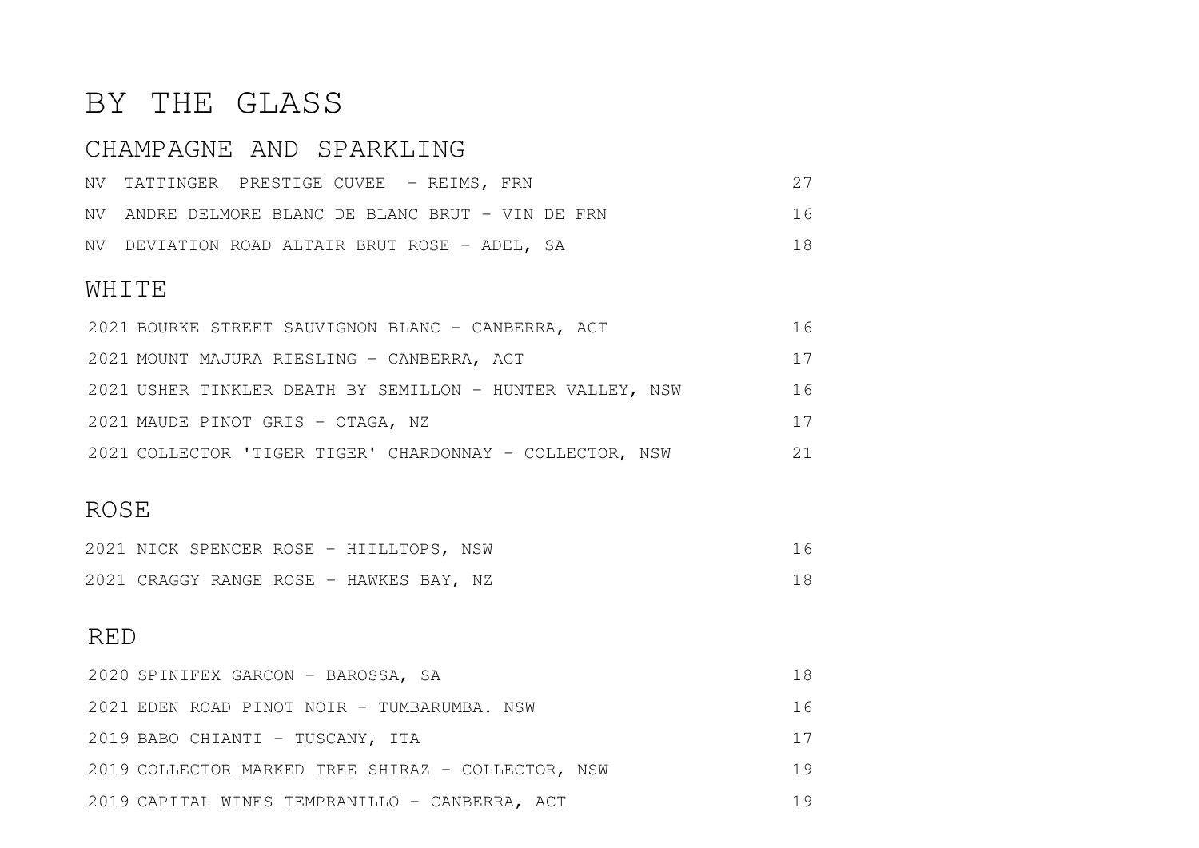# BY THE GLASS

## CHAMPAGNE AND SPARKLING

| | |
|---|---|
| NV TATTINGER PRESTIGE CUVEE – REIMS, FRN | 27 |
| NV ANDRE DELMORE BLANC DE BLANC BRUT – VIN DE FRN | 16 |
| NV DEVIATION ROAD ALTAIR BRUT ROSE – ADEL, SA | 18 |

## WHITE

| | |
|---|---|
| 2021 BOURKE STREET SAUVIGNON BLANC – CANBERRA, ACT | 16 |
| 2021 MOUNT MAJURA RIESLING – CANBERRA, ACT | 17 |
| 2021 USHER TINKLER DEATH BY SEMILLON – HUNTER VALLEY, NSW | 16 |
| 2021 MAUDE PINOT GRIS – OTAGA, NZ | 17 |
| 2021 COLLECTOR 'TIGER TIGER' CHARDONNAY – COLLECTOR, NSW | 21 |

## ROSE

| | |
|---|---|
| 2021 NICK SPENCER ROSE – HIILLTOPS, NSW | 16 |
| 2021 CRAGGY RANGE ROSE – HAWKES BAY, NZ | 18 |

## RED

| | |
|---|---|
| 2020 SPINIFEX GARCON – BAROSSA, SA | 18 |
| 2021 EDEN ROAD PINOT NOIR – TUMBARUMBA. NSW | 16 |
| 2019 BABO CHIANTI – TUSCANY, ITA | 17 |
| 2019 COLLECTOR MARKED TREE SHIRAZ – COLLECTOR, NSW | 19 |
| 2019 CAPITAL WINES TEMPRANILLO – CANBERRA, ACT | 19 |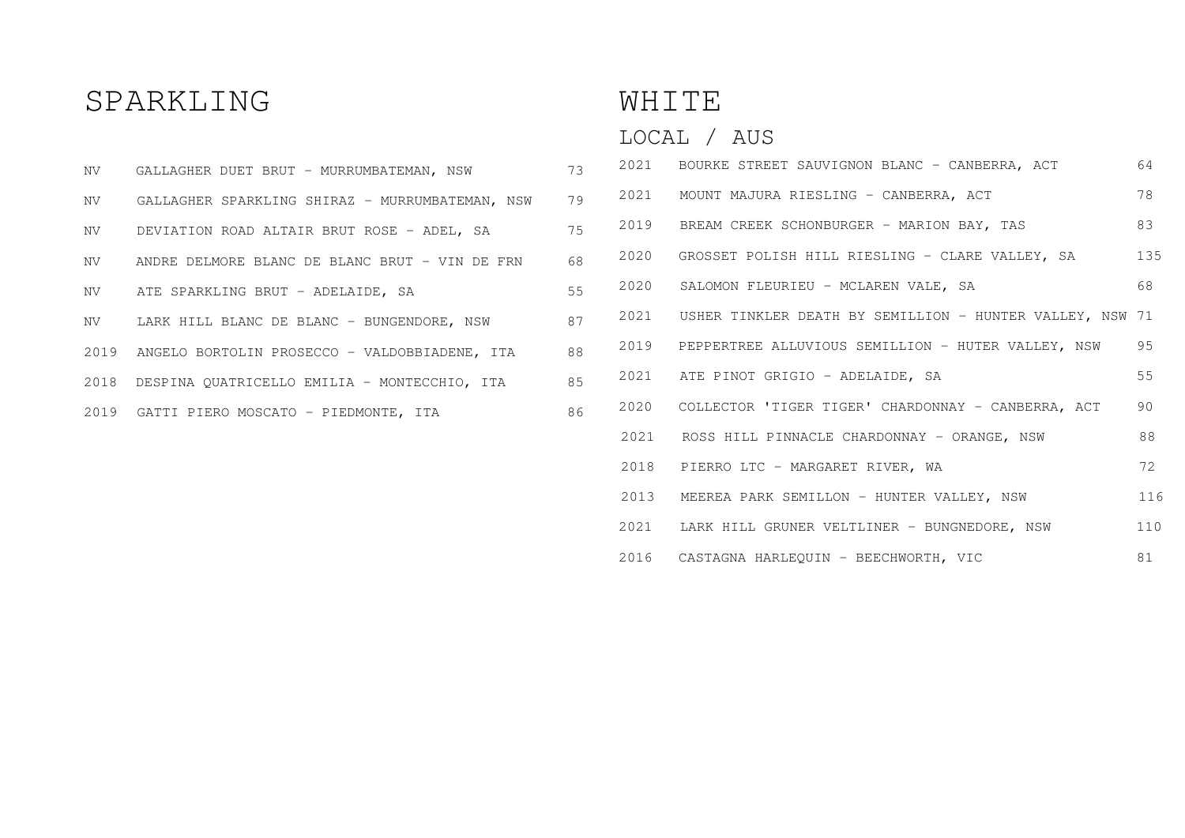# SPARKLING

| | | |
|---|---|---|
| NV | GALLAGHER DUET BRUT - MURRUMBATEMAN, NSW | 73 |
| NV | GALLAGHER SPARKLING SHIRAZ - MURRUMBATEMAN, NSW | 79 |
| NV | DEVIATION ROAD ALTAIR BRUT ROSE - ADEL, SA | 75 |
| NV | ANDRE DELMORE BLANC DE BLANC BRUT - VIN DE FRN | 68 |
| NV | ATE SPARKLING BRUT - ADELAIDE, SA | 55 |
| NV | LARK HILL BLANC DE BLANC - BUNGENDORE, NSW | 87 |
| 2019 | ANGELO BORTOLIN PROSECCO - VALDOBBIADENE, ITA | 88 |
| 2018 | DESPINA QUATRICELLO EMILIA - MONTECCHIO, ITA | 85 |
| 2019 | GATTI PIERO MOSCATO - PIEDMONTE, ITA | 86 |

# WHITE

## LOCAL / AUS

| | | |
|---|---|---|
| 2021 | BOURKE STREET SAUVIGNON BLANC - CANBERRA, ACT | 64 |
| 2021 | MOUNT MAJURA RIESLING - CANBERRA, ACT | 78 |
| 2019 | BREAM CREEK SCHONBURGER - MARION BAY, TAS | 83 |
| 2020 | GROSSET POLISH HILL RIESLING - CLARE VALLEY, SA | 135 |
| 2020 | SALOMON FLEURIEU - MCLAREN VALE, SA | 68 |
| 2021 | USHER TINKLER DEATH BY SEMILLION - HUNTER VALLEY, NSW | 71 |
| 2019 | PEPPERTREE ALLUVIOUS SEMILLION - HUTER VALLEY, NSW | 95 |
| 2021 | ATE PINOT GRIGIO - ADELAIDE, SA | 55 |
| 2020 | COLLECTOR 'TIGER TIGER' CHARDONNAY - CANBERRA, ACT | 90 |
| 2021 | ROSS HILL PINNACLE CHARDONNAY - ORANGE, NSW | 88 |
| 2018 | PIERRO LTC - MARGARET RIVER, WA | 72 |
| 2013 | MEEREA PARK SEMILLON - HUNTER VALLEY, NSW | 116 |
| 2021 | LARK HILL GRUNER VELTLINER - BUNGNEDORE, NSW | 110 |
| 2016 | CASTAGNA HARLEQUIN - BEECHWORTH, VIC | 81 |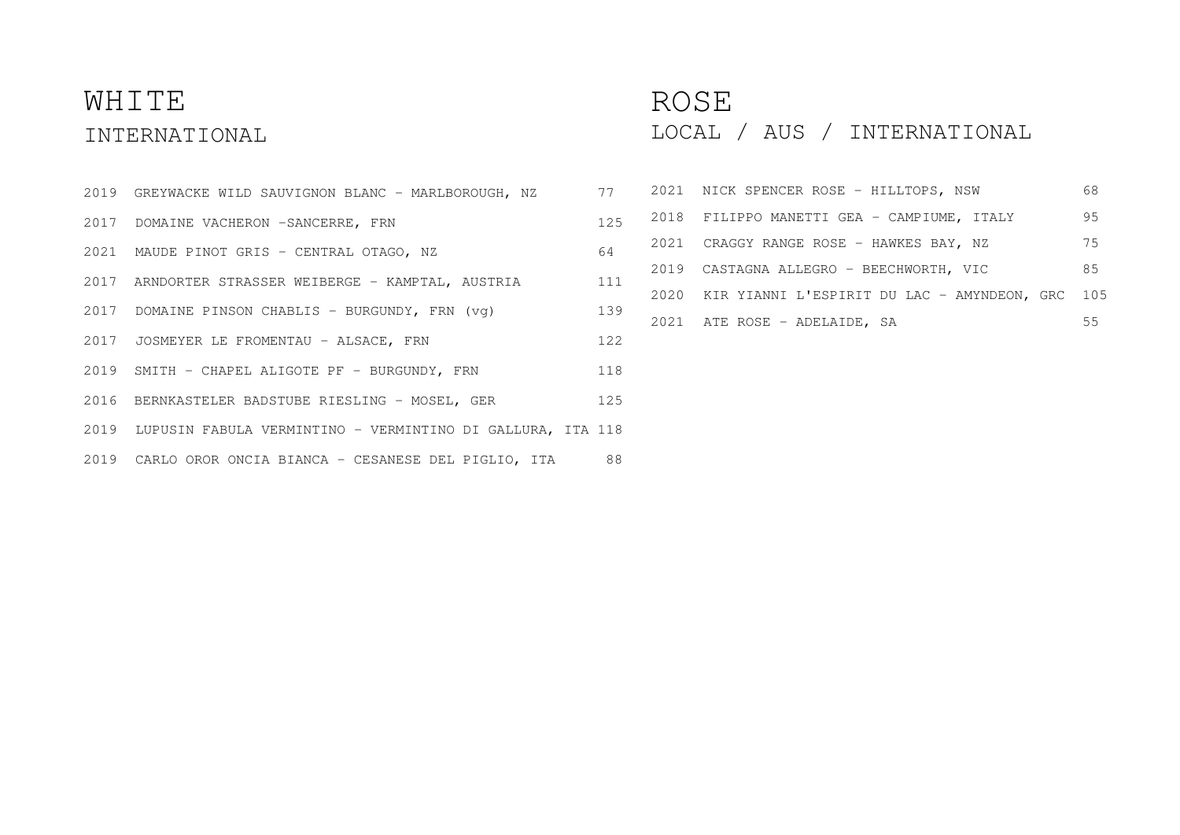# WHITE

## INTERNATIONAL

| | | |
|---|---|---|
| 2019 | GREYWACKE WILD SAUVIGNON BLANC - MARLBOROUGH, NZ | 77 |
| 2017 | DOMAINE VACHERON -SANCERRE, FRN | 125 |
| 2021 | MAUDE PINOT GRIS - CENTRAL OTAGO, NZ | 64 |
| 2017 | ARNDORTER STRASSER WEIBERGE - KAMPTAL, AUSTRIA | 111 |
| 2017 | DOMAINE PINSON CHABLIS - BURGUNDY, FRN (vg) | 139 |
| 2017 | JOSMEYER LE FROMENTAU - ALSACE, FRN | 122 |
| 2019 | SMITH - CHAPEL ALIGOTE PF - BURGUNDY, FRN | 118 |
| 2016 | BERNKASTELER BADSTUBE RIESLING - MOSEL, GER | 125 |
| 2019 | LUPUSIN FABULA VERMINTINO - VERMINTINO DI GALLURA, ITA | 118 |
| 2019 | CARLO OROR ONCIA BIANCA - CESANESE DEL PIGLIO, ITA | 88 |

# ROSE

## LOCAL / AUS / INTERNATIONAL

| | | |
|---|---|---|
| 2021 | NICK SPENCER ROSE - HILLTOPS, NSW | 68 |
| 2018 | FILIPPO MANETTI GEA - CAMPIUME, ITALY | 95 |
| 2021 | CRAGGY RANGE ROSE - HAWKES BAY, NZ | 75 |
| 2019 | CASTAGNA ALLEGRO - BEECHWORTH, VIC | 85 |
| 2020 | KIR YIANNI L'ESPIRIT DU LAC - AMYNDEON, GRC | 105 |
| 2021 | ATE ROSE - ADELAIDE, SA | 55 |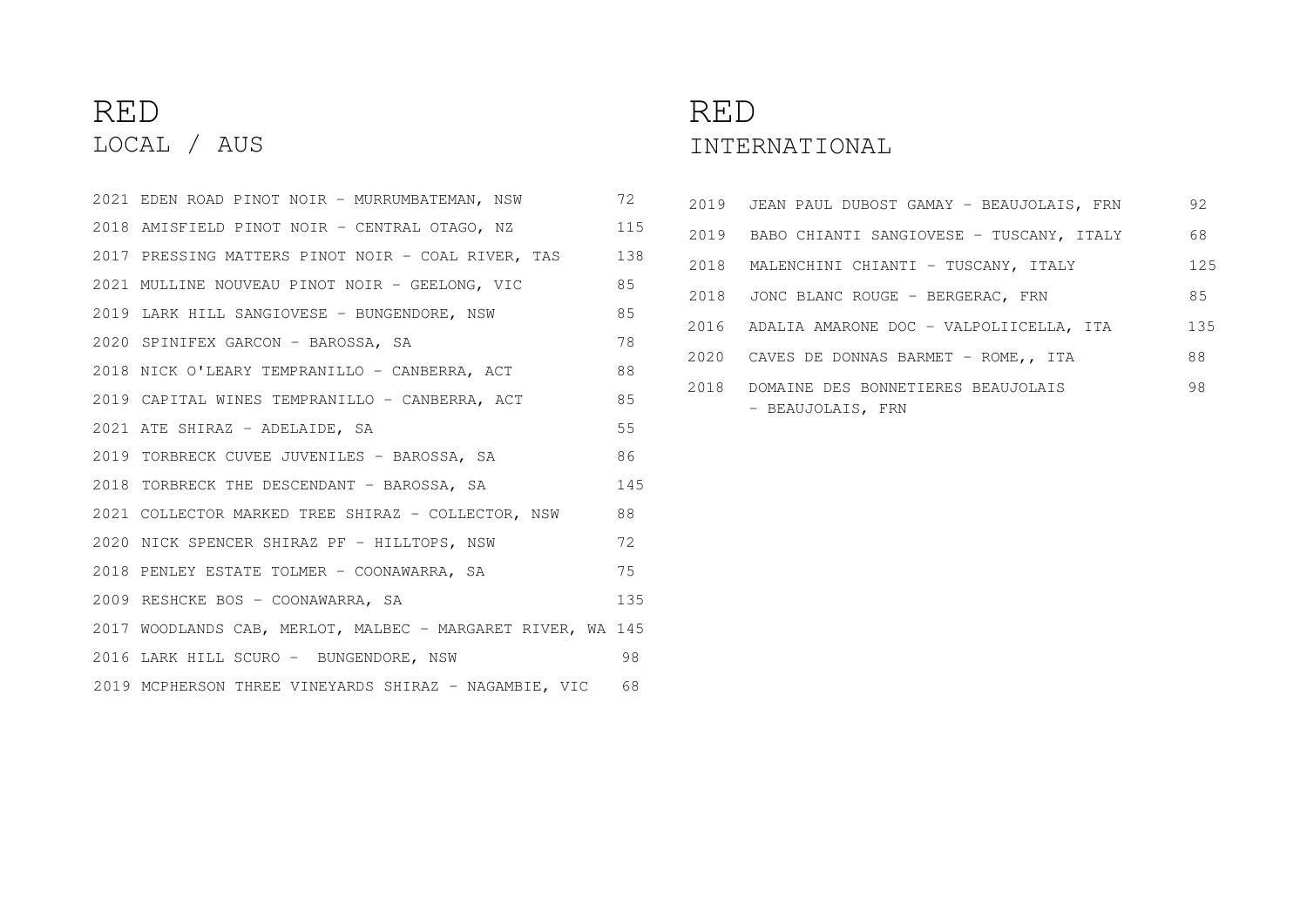# RED

## LOCAL / AUS

| | |
|---|---|
| 2021 EDEN ROAD PINOT NOIR - MURRUMBATEMAN, NSW | 72 |
| 2018 AMISFIELD PINOT NOIR - CENTRAL OTAGO, NZ | 115 |
| 2017 PRESSING MATTERS PINOT NOIR - COAL RIVER, TAS | 138 |
| 2021 MULLINE NOUVEAU PINOT NOIR - GEELONG, VIC | 85 |
| 2019 LARK HILL SANGIOVESE - BUNGENDORE, NSW | 85 |
| 2020 SPINIFEX GARCON - BAROSSA, SA | 78 |
| 2018 NICK O'LEARY TEMPRANILLO - CANBERRA, ACT | 88 |
| 2019 CAPITAL WINES TEMPRANILLO - CANBERRA, ACT | 85 |
| 2021 ATE SHIRAZ - ADELAIDE, SA | 55 |
| 2019 TORBRECK CUVEE JUVENILES - BAROSSA, SA | 86 |
| 2018 TORBRECK THE DESCENDANT - BAROSSA, SA | 145 |
| 2021 COLLECTOR MARKED TREE SHIRAZ - COLLECTOR, NSW | 88 |
| 2020 NICK SPENCER SHIRAZ PF - HILLTOPS, NSW | 72 |
| 2018 PENLEY ESTATE TOLMER - COONAWARRA, SA | 75 |
| 2009 RESHCKE BOS - COONAWARRA, SA | 135 |
| 2017 WOODLANDS CAB, MERLOT, MALBEC - MARGARET RIVER, WA | 145 |
| 2016 LARK HILL SCURO - BUNGENDORE, NSW | 98 |
| 2019 MCPHERSON THREE VINEYARDS SHIRAZ - NAGAMBIE, VIC | 68 |

# RED

## INTERNATIONAL

| | | |
|---|---|---|
| 2019 | JEAN PAUL DUBOST GAMAY - BEAUJOLAIS, FRN | 92 |
| 2019 | BABO CHIANTI SANGIOVESE - TUSCANY, ITALY | 68 |
| 2018 | MALENCHINI CHIANTI - TUSCANY, ITALY | 125 |
| 2018 | JONC BLANC ROUGE - BERGERAC, FRN | 85 |
| 2016 | ADALIA AMARONE DOC - VALPOLIICELLA, ITA | 135 |
| 2020 | CAVES DE DONNAS BARMET - ROME,, ITA | 88 |
| 2018 | DOMAINE DES BONNETIERES BEAUJOLAIS - BEAUJOLAIS, FRN | 98 |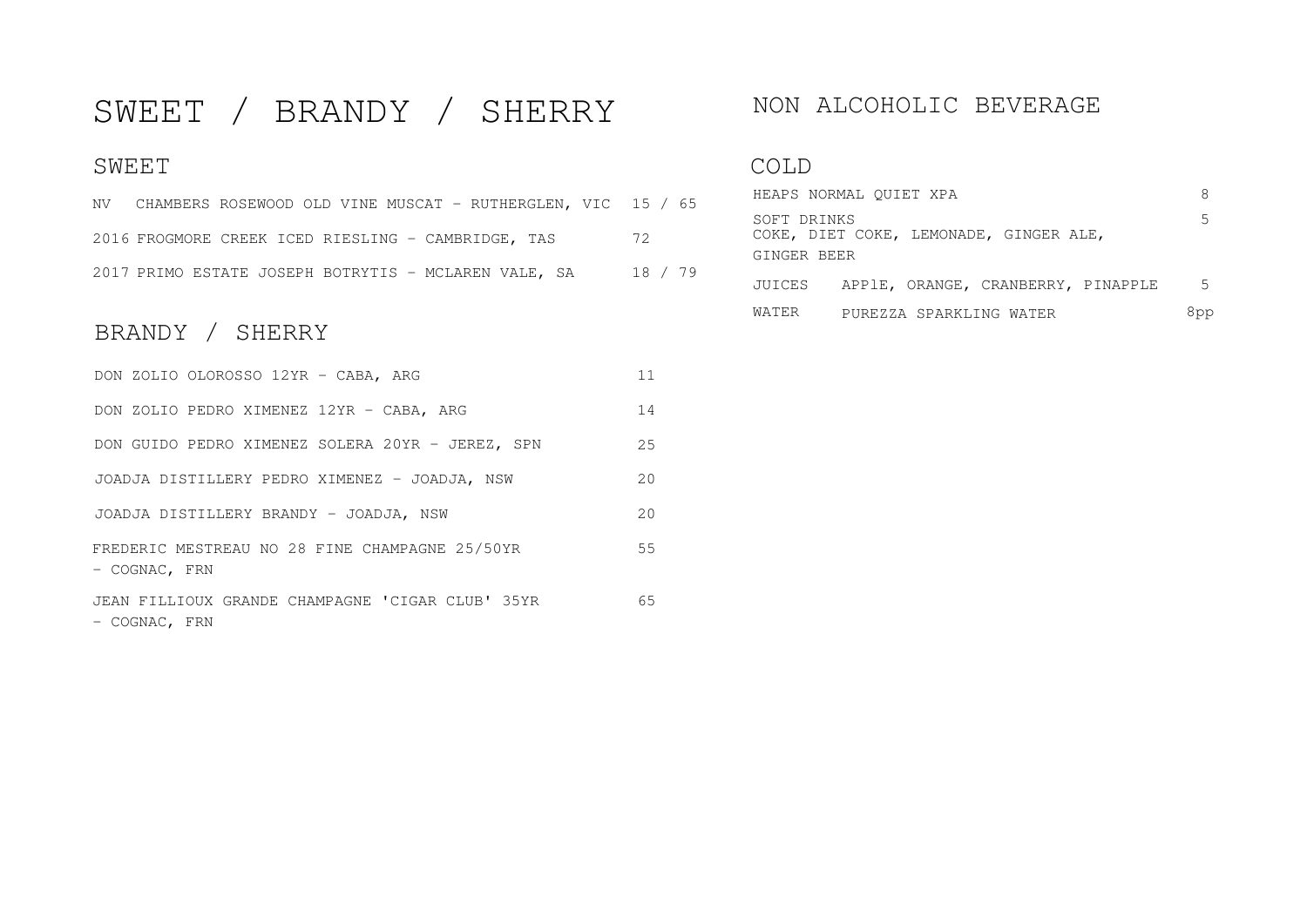# SWEET / BRANDY / SHERRY

## SWEET

| | | |
|---|---|---|
| NV | CHAMBERS ROSEWOOD OLD VINE MUSCAT – RUTHERGLEN, VIC | 15 / 65 |
| 2016 | FROGMORE CREEK ICED RIESLING – CAMBRIDGE, TAS | 72 |
| 2017 | PRIMO ESTATE JOSEPH BOTRYTIS – MCLAREN VALE, SA | 18 / 79 |

## BRANDY / SHERRY

| | |
|---|---|
| DON ZOLIO OLOROSSO 12YR – CABA, ARG | 11 |
| DON ZOLIO PEDRO XIMENEZ 12YR – CABA, ARG | 14 |
| DON GUIDO PEDRO XIMENEZ SOLERA 20YR – JEREZ, SPN | 25 |
| JOADJA DISTILLERY PEDRO XIMENEZ – JOADJA, NSW | 20 |
| JOADJA DISTILLERY BRANDY – JOADJA, NSW | 20 |
| FREDERIC MESTREAU NO 28 FINE CHAMPAGNE 25/50YR – COGNAC, FRN | 55 |
| JEAN FILLIOUX GRANDE CHAMPAGNE 'CIGAR CLUB' 35YR – COGNAC, FRN | 65 |

# NON ALCOHOLIC BEVERAGE

## COLD

| | | |
|---|---|---|
| HEAPS NORMAL QUIET XPA | | 8 |
| SOFT DRINKS | COKE, DIET COKE, LEMONADE, GINGER ALE, GINGER BEER | 5 |
| JUICES | APPlE, ORANGE, CRANBERRY, PINAPPLE | 5 |
| WATER | PUREZZA SPARKLING WATER | 8pp |